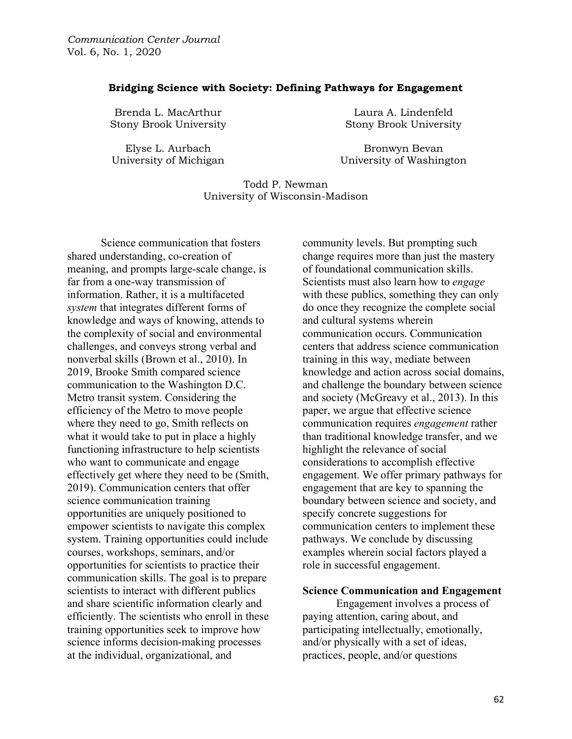# Bridging Science with Society: Defining Pathways for Engagement

Brenda L. MacArthur
Stony Brook University

Laura A. Lindenfeld
Stony Brook University

Elyse L. Aurbach
University of Michigan

Bronwyn Bevan
University of Washington

Todd P. Newman
University of Wisconsin-Madison

Science communication that fosters shared understanding, co-creation of meaning, and prompts large-scale change, is far from a one-way transmission of information. Rather, it is a multifaceted *system* that integrates different forms of knowledge and ways of knowing, attends to the complexity of social and environmental challenges, and conveys strong verbal and nonverbal skills (Brown et al., 2010). In 2019, Brooke Smith compared science communication to the Washington D.C. Metro transit system. Considering the efficiency of the Metro to move people where they need to go, Smith reflects on what it would take to put in place a highly functioning infrastructure to help scientists who want to communicate and engage effectively get where they need to be (Smith, 2019). Communication centers that offer science communication training opportunities are uniquely positioned to empower scientists to navigate this complex system. Training opportunities could include courses, workshops, seminars, and/or opportunities for scientists to practice their communication skills. The goal is to prepare scientists to interact with different publics and share scientific information clearly and efficiently. The scientists who enroll in these training opportunities seek to improve how science informs decision-making processes at the individual, organizational, and community levels. But prompting such change requires more than just the mastery of foundational communication skills. Scientists must also learn how to *engage* with these publics, something they can only do once they recognize the complete social and cultural systems wherein communication occurs. Communication centers that address science communication training in this way, mediate between knowledge and action across social domains, and challenge the boundary between science and society (McGreavy et al., 2013). In this paper, we argue that effective science communication requires *engagement* rather than traditional knowledge transfer, and we highlight the relevance of social considerations to accomplish effective engagement. We offer primary pathways for engagement that are key to spanning the boundary between science and society, and specify concrete suggestions for communication centers to implement these pathways. We conclude by discussing examples wherein social factors played a role in successful engagement.

## Science Communication and Engagement

Engagement involves a process of paying attention, caring about, and participating intellectually, emotionally, and/or physically with a set of ideas, practices, people, and/or questions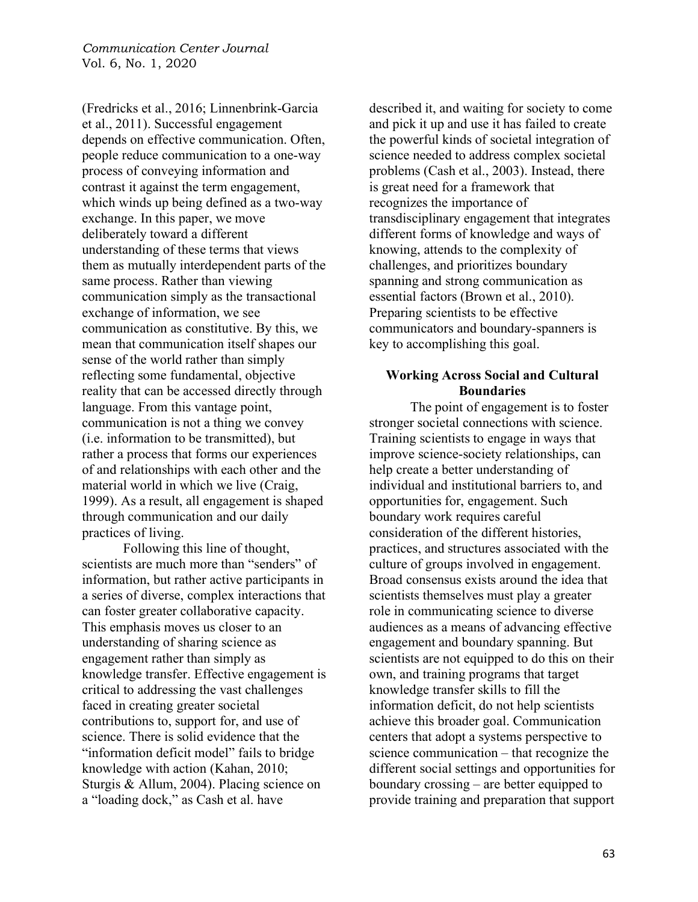(Fredricks et al., 2016; Linnenbrink-Garcia et al., 2011). Successful engagement depends on effective communication. Often, people reduce communication to a one-way process of conveying information and contrast it against the term engagement, which winds up being defined as a two-way exchange. In this paper, we move deliberately toward a different understanding of these terms that views them as mutually interdependent parts of the same process. Rather than viewing communication simply as the transactional exchange of information, we see communication as constitutive. By this, we mean that communication itself shapes our sense of the world rather than simply reflecting some fundamental, objective reality that can be accessed directly through language. From this vantage point, communication is not a thing we convey (i.e. information to be transmitted), but rather a process that forms our experiences of and relationships with each other and the material world in which we live (Craig, 1999). As a result, all engagement is shaped through communication and our daily practices of living.

Following this line of thought, scientists are much more than "senders" of information, but rather active participants in a series of diverse, complex interactions that can foster greater collaborative capacity. This emphasis moves us closer to an understanding of sharing science as engagement rather than simply as knowledge transfer. Effective engagement is critical to addressing the vast challenges faced in creating greater societal contributions to, support for, and use of science. There is solid evidence that the "information deficit model" fails to bridge knowledge with action (Kahan, 2010; Sturgis & Allum, 2004). Placing science on a "loading dock," as Cash et al. have described it, and waiting for society to come and pick it up and use it has failed to create the powerful kinds of societal integration of science needed to address complex societal problems (Cash et al., 2003). Instead, there is great need for a framework that recognizes the importance of transdisciplinary engagement that integrates different forms of knowledge and ways of knowing, attends to the complexity of challenges, and prioritizes boundary spanning and strong communication as essential factors (Brown et al., 2010). Preparing scientists to be effective communicators and boundary-spanners is key to accomplishing this goal.

## Working Across Social and Cultural Boundaries

The point of engagement is to foster stronger societal connections with science. Training scientists to engage in ways that improve science-society relationships, can help create a better understanding of individual and institutional barriers to, and opportunities for, engagement. Such boundary work requires careful consideration of the different histories, practices, and structures associated with the culture of groups involved in engagement. Broad consensus exists around the idea that scientists themselves must play a greater role in communicating science to diverse audiences as a means of advancing effective engagement and boundary spanning. But scientists are not equipped to do this on their own, and training programs that target knowledge transfer skills to fill the information deficit, do not help scientists achieve this broader goal. Communication centers that adopt a systems perspective to science communication – that recognize the different social settings and opportunities for boundary crossing – are better equipped to provide training and preparation that support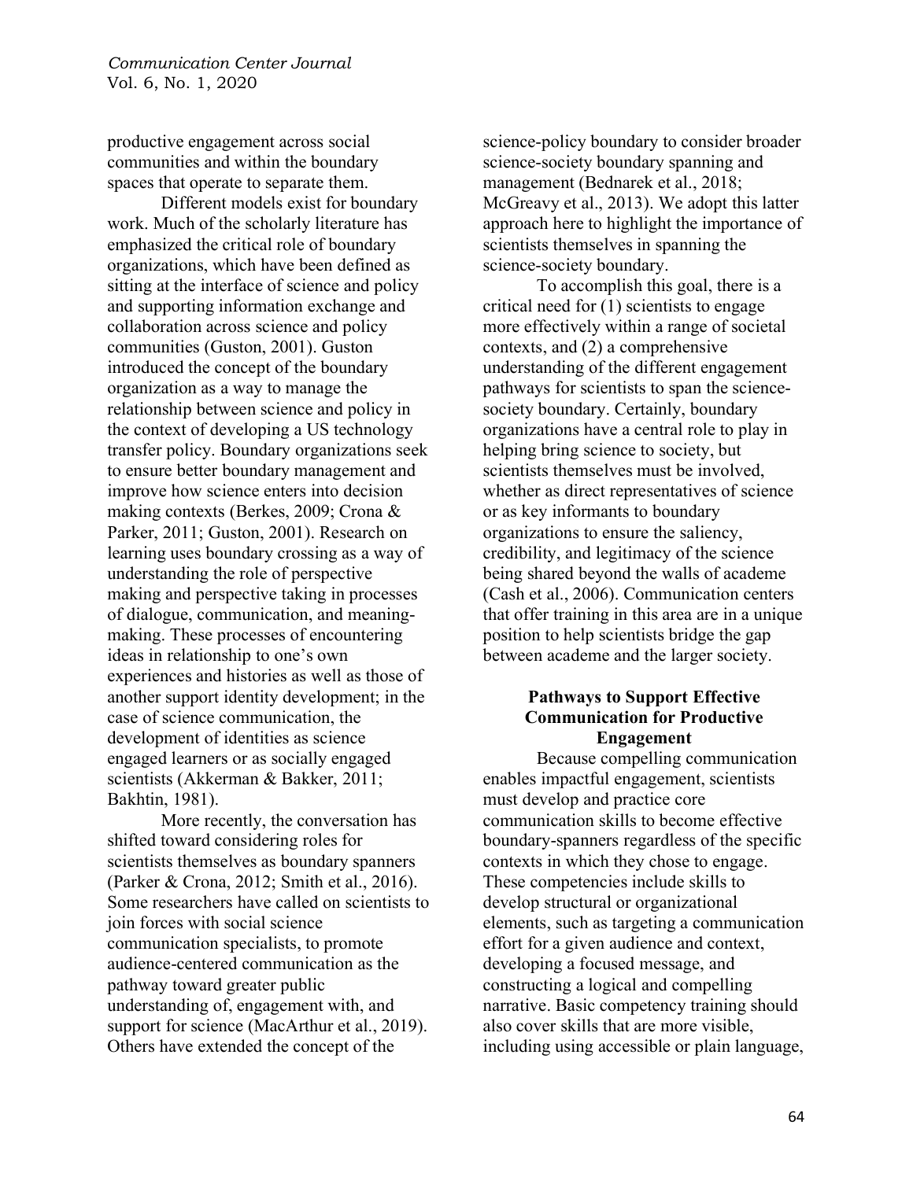productive engagement across social communities and within the boundary spaces that operate to separate them.

Different models exist for boundary work. Much of the scholarly literature has emphasized the critical role of boundary organizations, which have been defined as sitting at the interface of science and policy and supporting information exchange and collaboration across science and policy communities (Guston, 2001). Guston introduced the concept of the boundary organization as a way to manage the relationship between science and policy in the context of developing a US technology transfer policy. Boundary organizations seek to ensure better boundary management and improve how science enters into decision making contexts (Berkes, 2009; Crona & Parker, 2011; Guston, 2001). Research on learning uses boundary crossing as a way of understanding the role of perspective making and perspective taking in processes of dialogue, communication, and meaning-making. These processes of encountering ideas in relationship to one's own experiences and histories as well as those of another support identity development; in the case of science communication, the development of identities as science engaged learners or as socially engaged scientists (Akkerman & Bakker, 2011; Bakhtin, 1981).

More recently, the conversation has shifted toward considering roles for scientists themselves as boundary spanners (Parker & Crona, 2012; Smith et al., 2016). Some researchers have called on scientists to join forces with social science communication specialists, to promote audience-centered communication as the pathway toward greater public understanding of, engagement with, and support for science (MacArthur et al., 2019). Others have extended the concept of the science-policy boundary to consider broader science-society boundary spanning and management (Bednarek et al., 2018; McGreavy et al., 2013). We adopt this latter approach here to highlight the importance of scientists themselves in spanning the science-society boundary.

To accomplish this goal, there is a critical need for (1) scientists to engage more effectively within a range of societal contexts, and (2) a comprehensive understanding of the different engagement pathways for scientists to span the science-society boundary. Certainly, boundary organizations have a central role to play in helping bring science to society, but scientists themselves must be involved, whether as direct representatives of science or as key informants to boundary organizations to ensure the saliency, credibility, and legitimacy of the science being shared beyond the walls of academe (Cash et al., 2006). Communication centers that offer training in this area are in a unique position to help scientists bridge the gap between academe and the larger society.

## Pathways to Support Effective Communication for Productive Engagement

Because compelling communication enables impactful engagement, scientists must develop and practice core communication skills to become effective boundary-spanners regardless of the specific contexts in which they chose to engage. These competencies include skills to develop structural or organizational elements, such as targeting a communication effort for a given audience and context, developing a focused message, and constructing a logical and compelling narrative. Basic competency training should also cover skills that are more visible, including using accessible or plain language,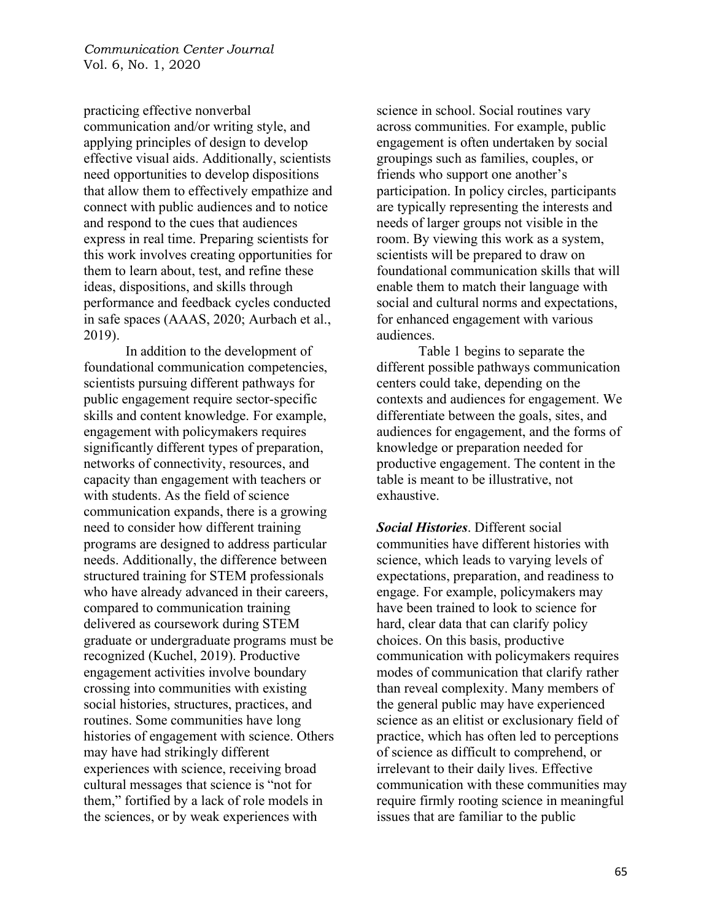practicing effective nonverbal communication and/or writing style, and applying principles of design to develop effective visual aids. Additionally, scientists need opportunities to develop dispositions that allow them to effectively empathize and connect with public audiences and to notice and respond to the cues that audiences express in real time. Preparing scientists for this work involves creating opportunities for them to learn about, test, and refine these ideas, dispositions, and skills through performance and feedback cycles conducted in safe spaces (AAAS, 2020; Aurbach et al., 2019).

In addition to the development of foundational communication competencies, scientists pursuing different pathways for public engagement require sector-specific skills and content knowledge. For example, engagement with policymakers requires significantly different types of preparation, networks of connectivity, resources, and capacity than engagement with teachers or with students. As the field of science communication expands, there is a growing need to consider how different training programs are designed to address particular needs. Additionally, the difference between structured training for STEM professionals who have already advanced in their careers, compared to communication training delivered as coursework during STEM graduate or undergraduate programs must be recognized (Kuchel, 2019). Productive engagement activities involve boundary crossing into communities with existing social histories, structures, practices, and routines. Some communities have long histories of engagement with science. Others may have had strikingly different experiences with science, receiving broad cultural messages that science is "not for them," fortified by a lack of role models in the sciences, or by weak experiences with science in school. Social routines vary across communities. For example, public engagement is often undertaken by social groupings such as families, couples, or friends who support one another's participation. In policy circles, participants are typically representing the interests and needs of larger groups not visible in the room. By viewing this work as a system, scientists will be prepared to draw on foundational communication skills that will enable them to match their language with social and cultural norms and expectations, for enhanced engagement with various audiences.

Table 1 begins to separate the different possible pathways communication centers could take, depending on the contexts and audiences for engagement. We differentiate between the goals, sites, and audiences for engagement, and the forms of knowledge or preparation needed for productive engagement. The content in the table is meant to be illustrative, not exhaustive.

***Social Histories***. Different social communities have different histories with science, which leads to varying levels of expectations, preparation, and readiness to engage. For example, policymakers may have been trained to look to science for hard, clear data that can clarify policy choices. On this basis, productive communication with policymakers requires modes of communication that clarify rather than reveal complexity. Many members of the general public may have experienced science as an elitist or exclusionary field of practice, which has often led to perceptions of science as difficult to comprehend, or irrelevant to their daily lives. Effective communication with these communities may require firmly rooting science in meaningful issues that are familiar to the public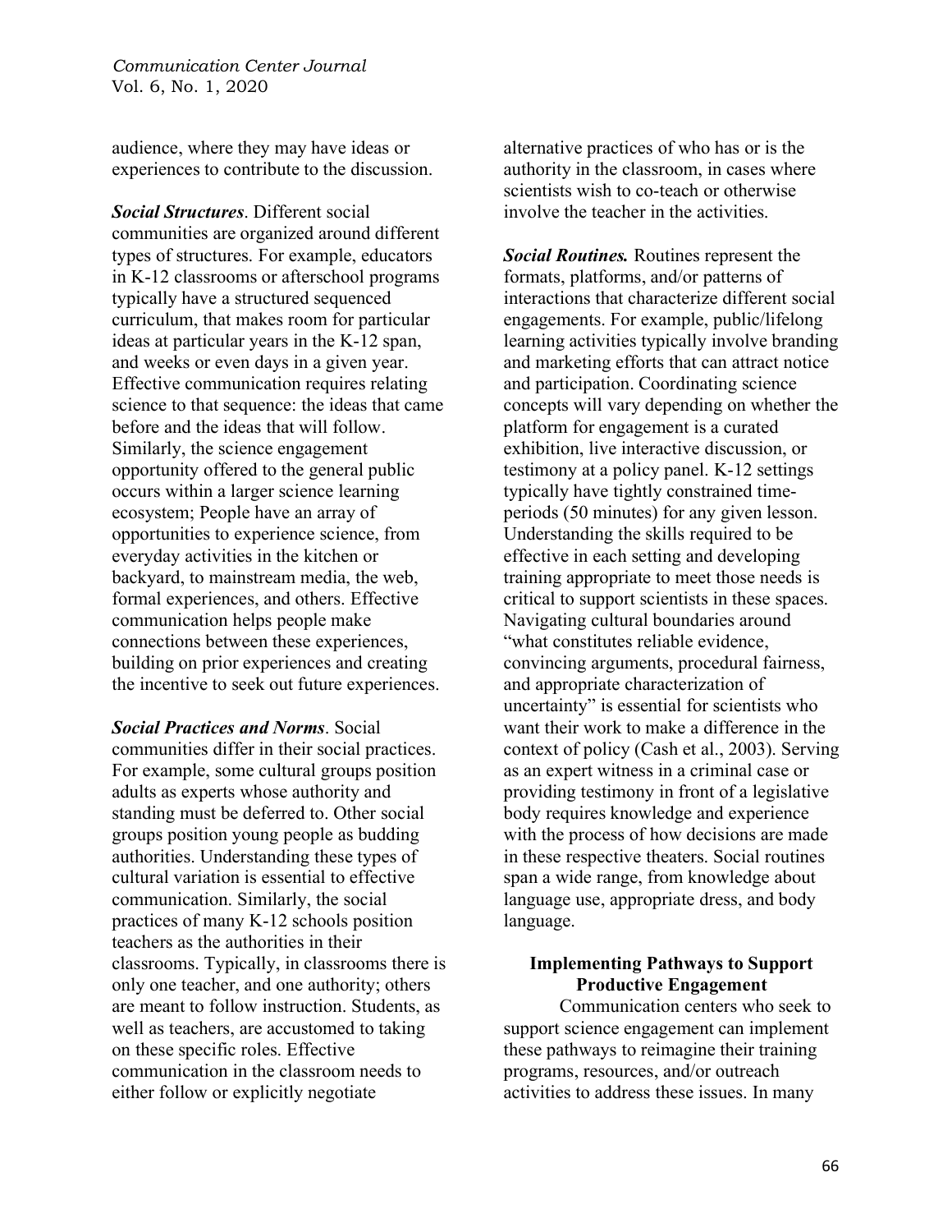audience, where they may have ideas or experiences to contribute to the discussion.

***Social Structures***. Different social communities are organized around different types of structures. For example, educators in K-12 classrooms or afterschool programs typically have a structured sequenced curriculum, that makes room for particular ideas at particular years in the K-12 span, and weeks or even days in a given year. Effective communication requires relating science to that sequence: the ideas that came before and the ideas that will follow. Similarly, the science engagement opportunity offered to the general public occurs within a larger science learning ecosystem; People have an array of opportunities to experience science, from everyday activities in the kitchen or backyard, to mainstream media, the web, formal experiences, and others. Effective communication helps people make connections between these experiences, building on prior experiences and creating the incentive to seek out future experiences.

***Social Practices and Norms***. Social communities differ in their social practices. For example, some cultural groups position adults as experts whose authority and standing must be deferred to. Other social groups position young people as budding authorities. Understanding these types of cultural variation is essential to effective communication. Similarly, the social practices of many K-12 schools position teachers as the authorities in their classrooms. Typically, in classrooms there is only one teacher, and one authority; others are meant to follow instruction. Students, as well as teachers, are accustomed to taking on these specific roles. Effective communication in the classroom needs to either follow or explicitly negotiate alternative practices of who has or is the authority in the classroom, in cases where scientists wish to co-teach or otherwise involve the teacher in the activities.

***Social Routines.*** Routines represent the formats, platforms, and/or patterns of interactions that characterize different social engagements. For example, public/lifelong learning activities typically involve branding and marketing efforts that can attract notice and participation. Coordinating science concepts will vary depending on whether the platform for engagement is a curated exhibition, live interactive discussion, or testimony at a policy panel. K-12 settings typically have tightly constrained time-periods (50 minutes) for any given lesson. Understanding the skills required to be effective in each setting and developing training appropriate to meet those needs is critical to support scientists in these spaces. Navigating cultural boundaries around "what constitutes reliable evidence, convincing arguments, procedural fairness, and appropriate characterization of uncertainty" is essential for scientists who want their work to make a difference in the context of policy (Cash et al., 2003). Serving as an expert witness in a criminal case or providing testimony in front of a legislative body requires knowledge and experience with the process of how decisions are made in these respective theaters. Social routines span a wide range, from knowledge about language use, appropriate dress, and body language.

## Implementing Pathways to Support Productive Engagement

Communication centers who seek to support science engagement can implement these pathways to reimagine their training programs, resources, and/or outreach activities to address these issues. In many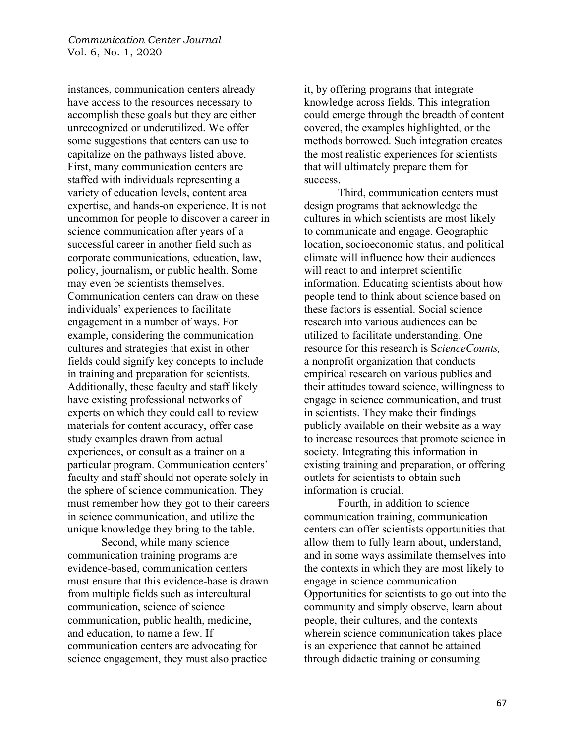instances, communication centers already have access to the resources necessary to accomplish these goals but they are either unrecognized or underutilized. We offer some suggestions that centers can use to capitalize on the pathways listed above. First, many communication centers are staffed with individuals representing a variety of education levels, content area expertise, and hands-on experience. It is not uncommon for people to discover a career in science communication after years of a successful career in another field such as corporate communications, education, law, policy, journalism, or public health. Some may even be scientists themselves. Communication centers can draw on these individuals' experiences to facilitate engagement in a number of ways. For example, considering the communication cultures and strategies that exist in other fields could signify key concepts to include in training and preparation for scientists. Additionally, these faculty and staff likely have existing professional networks of experts on which they could call to review materials for content accuracy, offer case study examples drawn from actual experiences, or consult as a trainer on a particular program. Communication centers' faculty and staff should not operate solely in the sphere of science communication. They must remember how they got to their careers in science communication, and utilize the unique knowledge they bring to the table.

Second, while many science communication training programs are evidence-based, communication centers must ensure that this evidence-base is drawn from multiple fields such as intercultural communication, science of science communication, public health, medicine, and education, to name a few. If communication centers are advocating for science engagement, they must also practice it, by offering programs that integrate knowledge across fields. This integration could emerge through the breadth of content covered, the examples highlighted, or the methods borrowed. Such integration creates the most realistic experiences for scientists that will ultimately prepare them for success.

Third, communication centers must design programs that acknowledge the cultures in which scientists are most likely to communicate and engage. Geographic location, socioeconomic status, and political climate will influence how their audiences will react to and interpret scientific information. Educating scientists about how people tend to think about science based on these factors is essential. Social science research into various audiences can be utilized to facilitate understanding. One resource for this research is S*cienceCounts,* a nonprofit organization that conducts empirical research on various publics and their attitudes toward science, willingness to engage in science communication, and trust in scientists. They make their findings publicly available on their website as a way to increase resources that promote science in society. Integrating this information in existing training and preparation, or offering outlets for scientists to obtain such information is crucial.

Fourth, in addition to science communication training, communication centers can offer scientists opportunities that allow them to fully learn about, understand, and in some ways assimilate themselves into the contexts in which they are most likely to engage in science communication. Opportunities for scientists to go out into the community and simply observe, learn about people, their cultures, and the contexts wherein science communication takes place is an experience that cannot be attained through didactic training or consuming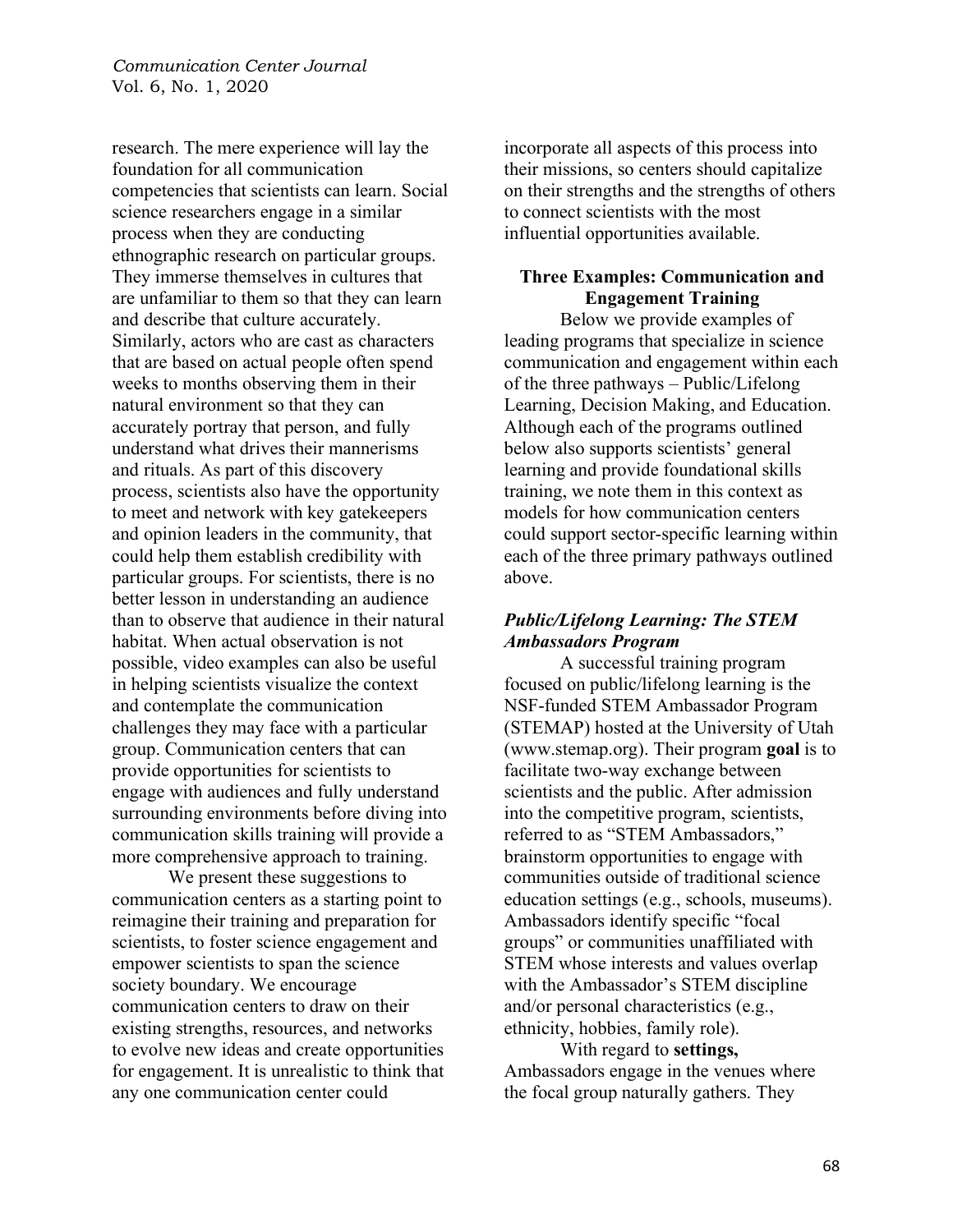research. The mere experience will lay the foundation for all communication competencies that scientists can learn. Social science researchers engage in a similar process when they are conducting ethnographic research on particular groups. They immerse themselves in cultures that are unfamiliar to them so that they can learn and describe that culture accurately. Similarly, actors who are cast as characters that are based on actual people often spend weeks to months observing them in their natural environment so that they can accurately portray that person, and fully understand what drives their mannerisms and rituals. As part of this discovery process, scientists also have the opportunity to meet and network with key gatekeepers and opinion leaders in the community, that could help them establish credibility with particular groups. For scientists, there is no better lesson in understanding an audience than to observe that audience in their natural habitat. When actual observation is not possible, video examples can also be useful in helping scientists visualize the context and contemplate the communication challenges they may face with a particular group. Communication centers that can provide opportunities for scientists to engage with audiences and fully understand surrounding environments before diving into communication skills training will provide a more comprehensive approach to training.

We present these suggestions to communication centers as a starting point to reimagine their training and preparation for scientists, to foster science engagement and empower scientists to span the science society boundary. We encourage communication centers to draw on their existing strengths, resources, and networks to evolve new ideas and create opportunities for engagement. It is unrealistic to think that any one communication center could incorporate all aspects of this process into their missions, so centers should capitalize on their strengths and the strengths of others to connect scientists with the most influential opportunities available.

## Three Examples: Communication and Engagement Training

Below we provide examples of leading programs that specialize in science communication and engagement within each of the three pathways – Public/Lifelong Learning, Decision Making, and Education. Although each of the programs outlined below also supports scientists' general learning and provide foundational skills training, we note them in this context as models for how communication centers could support sector-specific learning within each of the three primary pathways outlined above.

### *Public/Lifelong Learning: The STEM Ambassadors Program*

A successful training program focused on public/lifelong learning is the NSF-funded STEM Ambassador Program (STEMAP) hosted at the University of Utah (www.stemap.org). Their program **goal** is to facilitate two-way exchange between scientists and the public. After admission into the competitive program, scientists, referred to as "STEM Ambassadors," brainstorm opportunities to engage with communities outside of traditional science education settings (e.g., schools, museums). Ambassadors identify specific "focal groups" or communities unaffiliated with STEM whose interests and values overlap with the Ambassador's STEM discipline and/or personal characteristics (e.g., ethnicity, hobbies, family role).

With regard to **settings,** Ambassadors engage in the venues where the focal group naturally gathers. They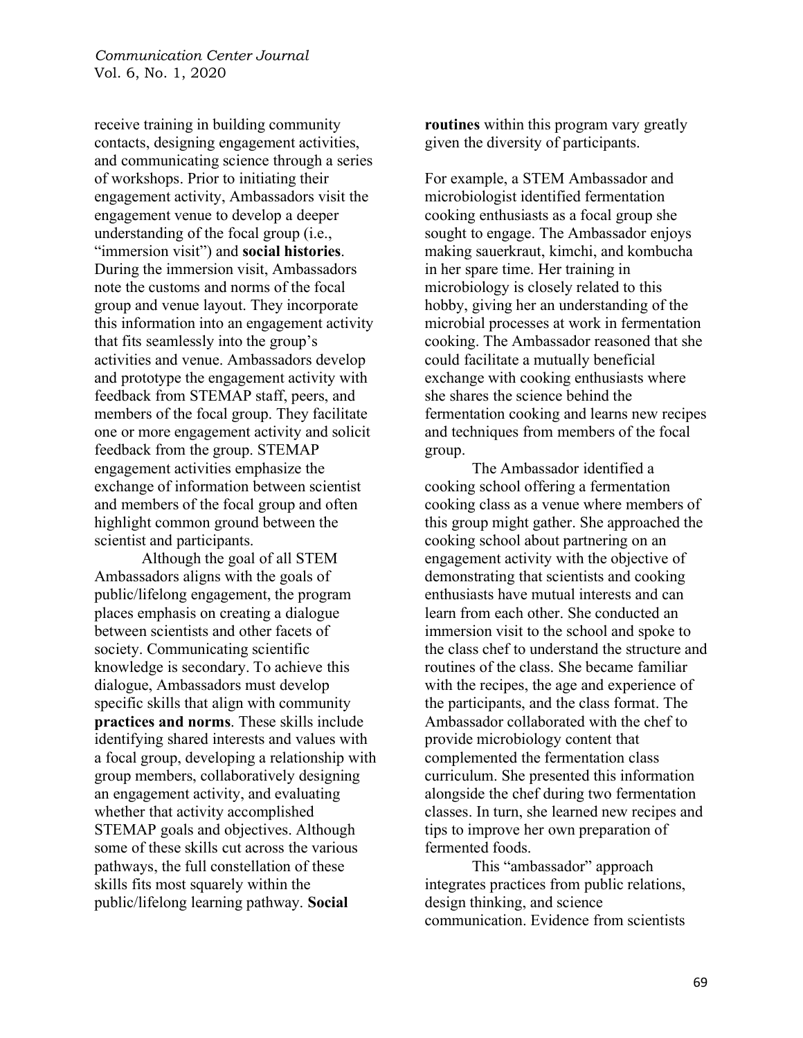receive training in building community contacts, designing engagement activities, and communicating science through a series of workshops. Prior to initiating their engagement activity, Ambassadors visit the engagement venue to develop a deeper understanding of the focal group (i.e., "immersion visit") and **social histories**. During the immersion visit, Ambassadors note the customs and norms of the focal group and venue layout. They incorporate this information into an engagement activity that fits seamlessly into the group's activities and venue. Ambassadors develop and prototype the engagement activity with feedback from STEMAP staff, peers, and members of the focal group. They facilitate one or more engagement activity and solicit feedback from the group. STEMAP engagement activities emphasize the exchange of information between scientist and members of the focal group and often highlight common ground between the scientist and participants.

Although the goal of all STEM Ambassadors aligns with the goals of public/lifelong engagement, the program places emphasis on creating a dialogue between scientists and other facets of society. Communicating scientific knowledge is secondary. To achieve this dialogue, Ambassadors must develop specific skills that align with community **practices and norms**. These skills include identifying shared interests and values with a focal group, developing a relationship with group members, collaboratively designing an engagement activity, and evaluating whether that activity accomplished STEMAP goals and objectives. Although some of these skills cut across the various pathways, the full constellation of these skills fits most squarely within the public/lifelong learning pathway. **Social routines** within this program vary greatly given the diversity of participants.

For example, a STEM Ambassador and microbiologist identified fermentation cooking enthusiasts as a focal group she sought to engage. The Ambassador enjoys making sauerkraut, kimchi, and kombucha in her spare time. Her training in microbiology is closely related to this hobby, giving her an understanding of the microbial processes at work in fermentation cooking. The Ambassador reasoned that she could facilitate a mutually beneficial exchange with cooking enthusiasts where she shares the science behind the fermentation cooking and learns new recipes and techniques from members of the focal group.

The Ambassador identified a cooking school offering a fermentation cooking class as a venue where members of this group might gather. She approached the cooking school about partnering on an engagement activity with the objective of demonstrating that scientists and cooking enthusiasts have mutual interests and can learn from each other. She conducted an immersion visit to the school and spoke to the class chef to understand the structure and routines of the class. She became familiar with the recipes, the age and experience of the participants, and the class format. The Ambassador collaborated with the chef to provide microbiology content that complemented the fermentation class curriculum. She presented this information alongside the chef during two fermentation classes. In turn, she learned new recipes and tips to improve her own preparation of fermented foods.

This "ambassador" approach integrates practices from public relations, design thinking, and science communication. Evidence from scientists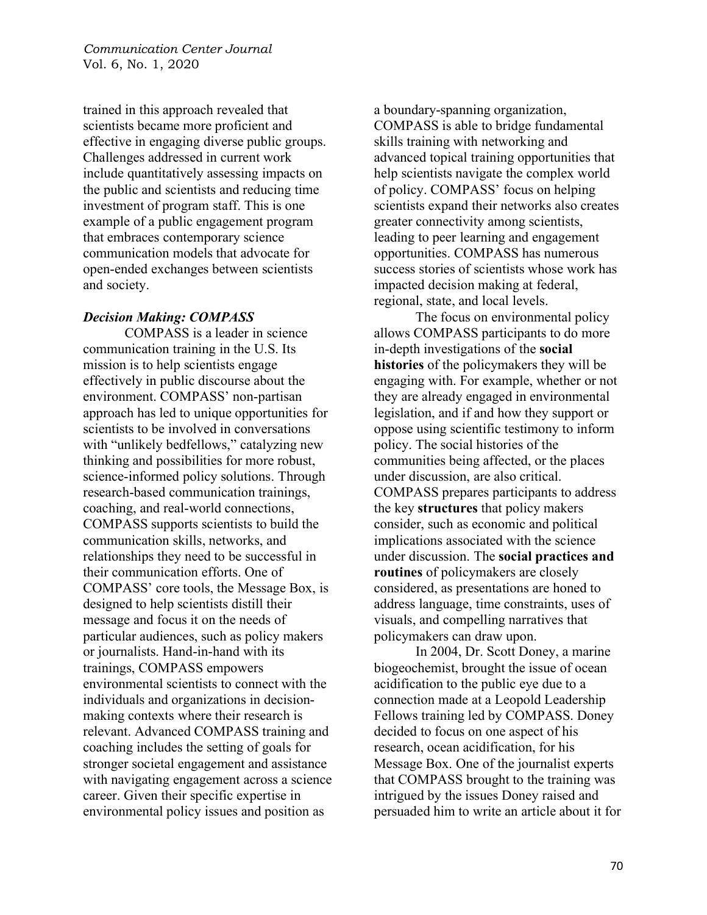trained in this approach revealed that scientists became more proficient and effective in engaging diverse public groups. Challenges addressed in current work include quantitatively assessing impacts on the public and scientists and reducing time investment of program staff. This is one example of a public engagement program that embraces contemporary science communication models that advocate for open-ended exchanges between scientists and society.

### *Decision Making: COMPASS*

COMPASS is a leader in science communication training in the U.S. Its mission is to help scientists engage effectively in public discourse about the environment. COMPASS' non-partisan approach has led to unique opportunities for scientists to be involved in conversations with "unlikely bedfellows," catalyzing new thinking and possibilities for more robust, science-informed policy solutions. Through research-based communication trainings, coaching, and real-world connections, COMPASS supports scientists to build the communication skills, networks, and relationships they need to be successful in their communication efforts. One of COMPASS' core tools, the Message Box, is designed to help scientists distill their message and focus it on the needs of particular audiences, such as policy makers or journalists. Hand-in-hand with its trainings, COMPASS empowers environmental scientists to connect with the individuals and organizations in decision-making contexts where their research is relevant. Advanced COMPASS training and coaching includes the setting of goals for stronger societal engagement and assistance with navigating engagement across a science career. Given their specific expertise in environmental policy issues and position as a boundary-spanning organization, COMPASS is able to bridge fundamental skills training with networking and advanced topical training opportunities that help scientists navigate the complex world of policy. COMPASS' focus on helping scientists expand their networks also creates greater connectivity among scientists, leading to peer learning and engagement opportunities. COMPASS has numerous success stories of scientists whose work has impacted decision making at federal, regional, state, and local levels.

The focus on environmental policy allows COMPASS participants to do more in-depth investigations of the **social histories** of the policymakers they will be engaging with. For example, whether or not they are already engaged in environmental legislation, and if and how they support or oppose using scientific testimony to inform policy. The social histories of the communities being affected, or the places under discussion, are also critical. COMPASS prepares participants to address the key **structures** that policy makers consider, such as economic and political implications associated with the science under discussion. The **social practices and routines** of policymakers are closely considered, as presentations are honed to address language, time constraints, uses of visuals, and compelling narratives that policymakers can draw upon.

In 2004, Dr. Scott Doney, a marine biogeochemist, brought the issue of ocean acidification to the public eye due to a connection made at a Leopold Leadership Fellows training led by COMPASS. Doney decided to focus on one aspect of his research, ocean acidification, for his Message Box. One of the journalist experts that COMPASS brought to the training was intrigued by the issues Doney raised and persuaded him to write an article about it for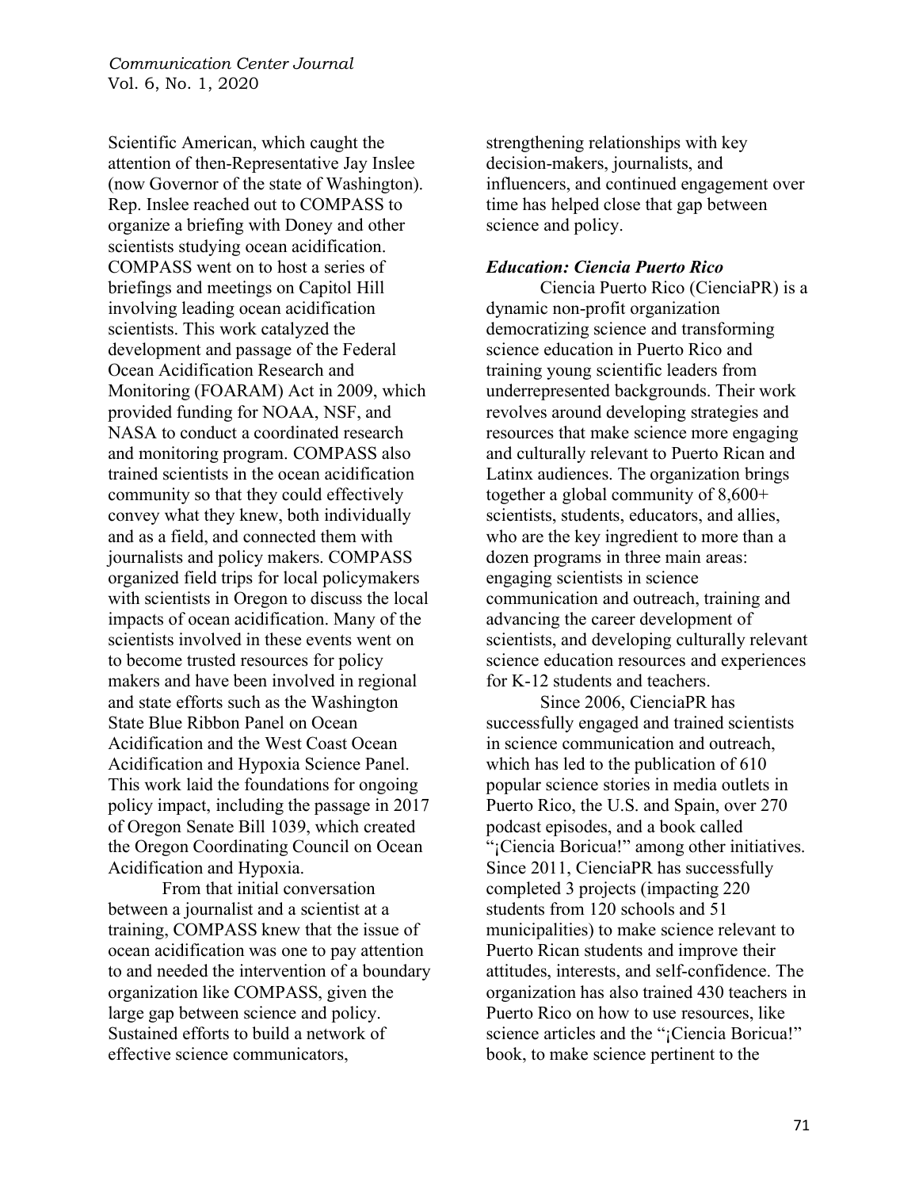Scientific American, which caught the attention of then-Representative Jay Inslee (now Governor of the state of Washington). Rep. Inslee reached out to COMPASS to organize a briefing with Doney and other scientists studying ocean acidification. COMPASS went on to host a series of briefings and meetings on Capitol Hill involving leading ocean acidification scientists. This work catalyzed the development and passage of the Federal Ocean Acidification Research and Monitoring (FOARAM) Act in 2009, which provided funding for NOAA, NSF, and NASA to conduct a coordinated research and monitoring program. COMPASS also trained scientists in the ocean acidification community so that they could effectively convey what they knew, both individually and as a field, and connected them with journalists and policy makers. COMPASS organized field trips for local policymakers with scientists in Oregon to discuss the local impacts of ocean acidification. Many of the scientists involved in these events went on to become trusted resources for policy makers and have been involved in regional and state efforts such as the Washington State Blue Ribbon Panel on Ocean Acidification and the West Coast Ocean Acidification and Hypoxia Science Panel. This work laid the foundations for ongoing policy impact, including the passage in 2017 of Oregon Senate Bill 1039, which created the Oregon Coordinating Council on Ocean Acidification and Hypoxia.

From that initial conversation between a journalist and a scientist at a training, COMPASS knew that the issue of ocean acidification was one to pay attention to and needed the intervention of a boundary organization like COMPASS, given the large gap between science and policy. Sustained efforts to build a network of effective science communicators, strengthening relationships with key decision-makers, journalists, and influencers, and continued engagement over time has helped close that gap between science and policy.

### *Education: Ciencia Puerto Rico*

Ciencia Puerto Rico (CienciaPR) is a dynamic non-profit organization democratizing science and transforming science education in Puerto Rico and training young scientific leaders from underrepresented backgrounds. Their work revolves around developing strategies and resources that make science more engaging and culturally relevant to Puerto Rican and Latinx audiences. The organization brings together a global community of 8,600+ scientists, students, educators, and allies, who are the key ingredient to more than a dozen programs in three main areas: engaging scientists in science communication and outreach, training and advancing the career development of scientists, and developing culturally relevant science education resources and experiences for K-12 students and teachers.

Since 2006, CienciaPR has successfully engaged and trained scientists in science communication and outreach, which has led to the publication of 610 popular science stories in media outlets in Puerto Rico, the U.S. and Spain, over 270 podcast episodes, and a book called "¡Ciencia Boricua!" among other initiatives. Since 2011, CienciaPR has successfully completed 3 projects (impacting 220 students from 120 schools and 51 municipalities) to make science relevant to Puerto Rican students and improve their attitudes, interests, and self-confidence. The organization has also trained 430 teachers in Puerto Rico on how to use resources, like science articles and the "¡Ciencia Boricua!" book, to make science pertinent to the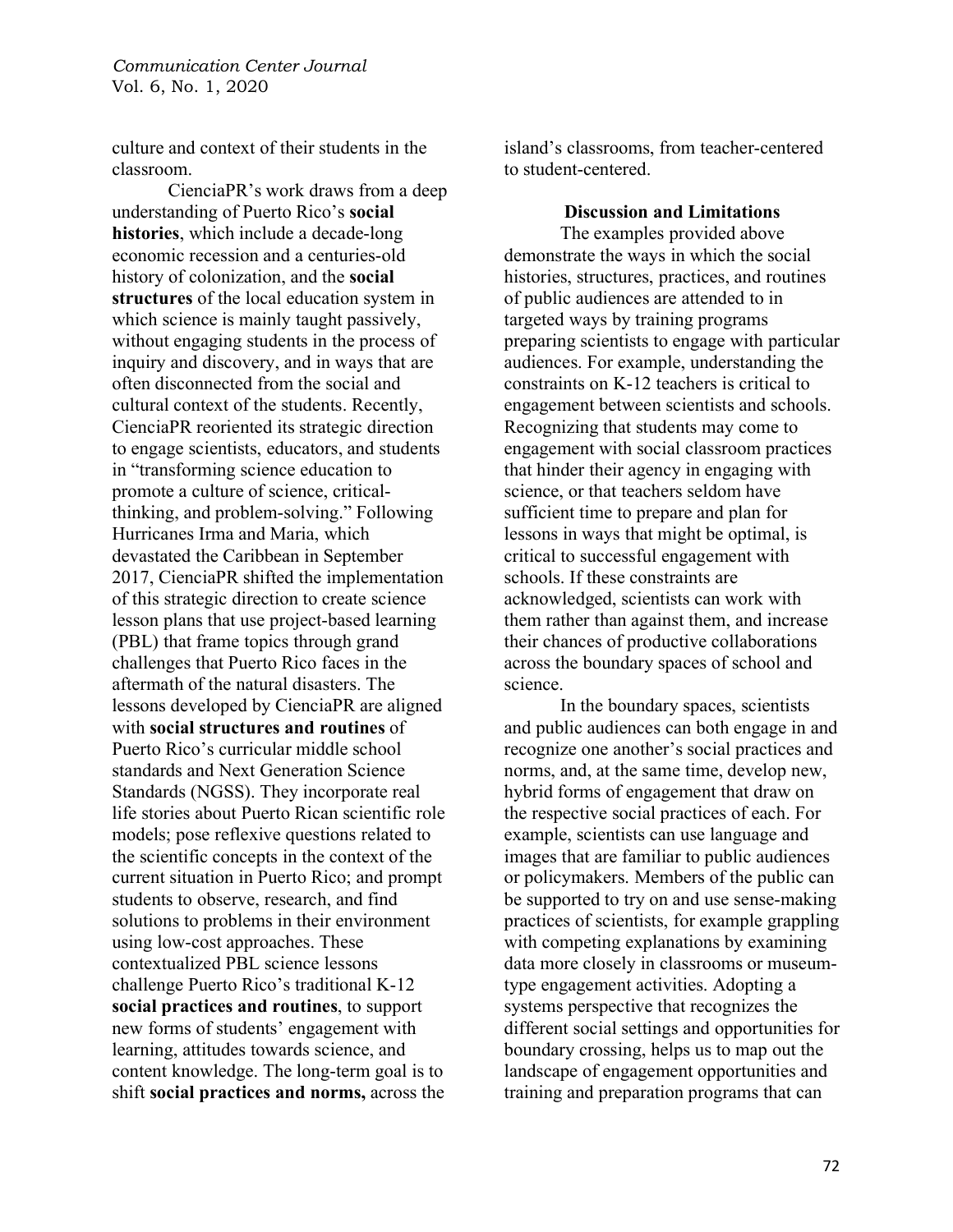culture and context of their students in the classroom.

CienciaPR's work draws from a deep understanding of Puerto Rico's **social histories**, which include a decade-long economic recession and a centuries-old history of colonization, and the **social structures** of the local education system in which science is mainly taught passively, without engaging students in the process of inquiry and discovery, and in ways that are often disconnected from the social and cultural context of the students. Recently, CienciaPR reoriented its strategic direction to engage scientists, educators, and students in "transforming science education to promote a culture of science, critical-thinking, and problem-solving." Following Hurricanes Irma and Maria, which devastated the Caribbean in September 2017, CienciaPR shifted the implementation of this strategic direction to create science lesson plans that use project-based learning (PBL) that frame topics through grand challenges that Puerto Rico faces in the aftermath of the natural disasters. The lessons developed by CienciaPR are aligned with **social structures and routines** of Puerto Rico's curricular middle school standards and Next Generation Science Standards (NGSS). They incorporate real life stories about Puerto Rican scientific role models; pose reflexive questions related to the scientific concepts in the context of the current situation in Puerto Rico; and prompt students to observe, research, and find solutions to problems in their environment using low-cost approaches. These contextualized PBL science lessons challenge Puerto Rico's traditional K-12 **social practices and routines**, to support new forms of students' engagement with learning, attitudes towards science, and content knowledge. The long-term goal is to shift **social practices and norms,** across the island's classrooms, from teacher-centered to student-centered.

## Discussion and Limitations

The examples provided above demonstrate the ways in which the social histories, structures, practices, and routines of public audiences are attended to in targeted ways by training programs preparing scientists to engage with particular audiences. For example, understanding the constraints on K-12 teachers is critical to engagement between scientists and schools. Recognizing that students may come to engagement with social classroom practices that hinder their agency in engaging with science, or that teachers seldom have sufficient time to prepare and plan for lessons in ways that might be optimal, is critical to successful engagement with schools. If these constraints are acknowledged, scientists can work with them rather than against them, and increase their chances of productive collaborations across the boundary spaces of school and science.

In the boundary spaces, scientists and public audiences can both engage in and recognize one another's social practices and norms, and, at the same time, develop new, hybrid forms of engagement that draw on the respective social practices of each. For example, scientists can use language and images that are familiar to public audiences or policymakers. Members of the public can be supported to try on and use sense-making practices of scientists, for example grappling with competing explanations by examining data more closely in classrooms or museum-type engagement activities. Adopting a systems perspective that recognizes the different social settings and opportunities for boundary crossing, helps us to map out the landscape of engagement opportunities and training and preparation programs that can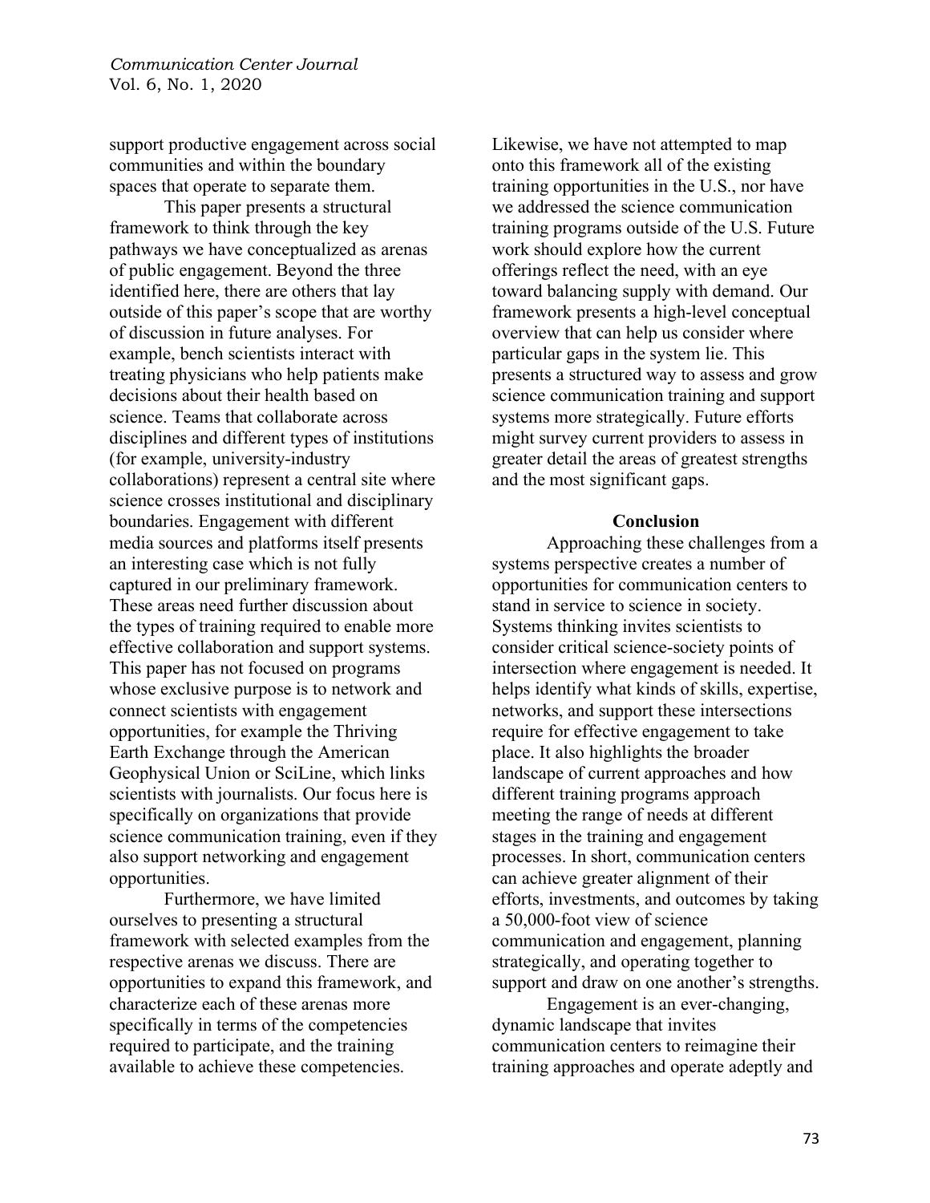support productive engagement across social communities and within the boundary spaces that operate to separate them.

This paper presents a structural framework to think through the key pathways we have conceptualized as arenas of public engagement. Beyond the three identified here, there are others that lay outside of this paper's scope that are worthy of discussion in future analyses. For example, bench scientists interact with treating physicians who help patients make decisions about their health based on science. Teams that collaborate across disciplines and different types of institutions (for example, university-industry collaborations) represent a central site where science crosses institutional and disciplinary boundaries. Engagement with different media sources and platforms itself presents an interesting case which is not fully captured in our preliminary framework. These areas need further discussion about the types of training required to enable more effective collaboration and support systems. This paper has not focused on programs whose exclusive purpose is to network and connect scientists with engagement opportunities, for example the Thriving Earth Exchange through the American Geophysical Union or SciLine, which links scientists with journalists. Our focus here is specifically on organizations that provide science communication training, even if they also support networking and engagement opportunities.

Furthermore, we have limited ourselves to presenting a structural framework with selected examples from the respective arenas we discuss. There are opportunities to expand this framework, and characterize each of these arenas more specifically in terms of the competencies required to participate, and the training available to achieve these competencies. Likewise, we have not attempted to map onto this framework all of the existing training opportunities in the U.S., nor have we addressed the science communication training programs outside of the U.S. Future work should explore how the current offerings reflect the need, with an eye toward balancing supply with demand. Our framework presents a high-level conceptual overview that can help us consider where particular gaps in the system lie. This presents a structured way to assess and grow science communication training and support systems more strategically. Future efforts might survey current providers to assess in greater detail the areas of greatest strengths and the most significant gaps.

## Conclusion

Approaching these challenges from a systems perspective creates a number of opportunities for communication centers to stand in service to science in society. Systems thinking invites scientists to consider critical science-society points of intersection where engagement is needed. It helps identify what kinds of skills, expertise, networks, and support these intersections require for effective engagement to take place. It also highlights the broader landscape of current approaches and how different training programs approach meeting the range of needs at different stages in the training and engagement processes. In short, communication centers can achieve greater alignment of their efforts, investments, and outcomes by taking a 50,000-foot view of science communication and engagement, planning strategically, and operating together to support and draw on one another's strengths.

Engagement is an ever-changing, dynamic landscape that invites communication centers to reimagine their training approaches and operate adeptly and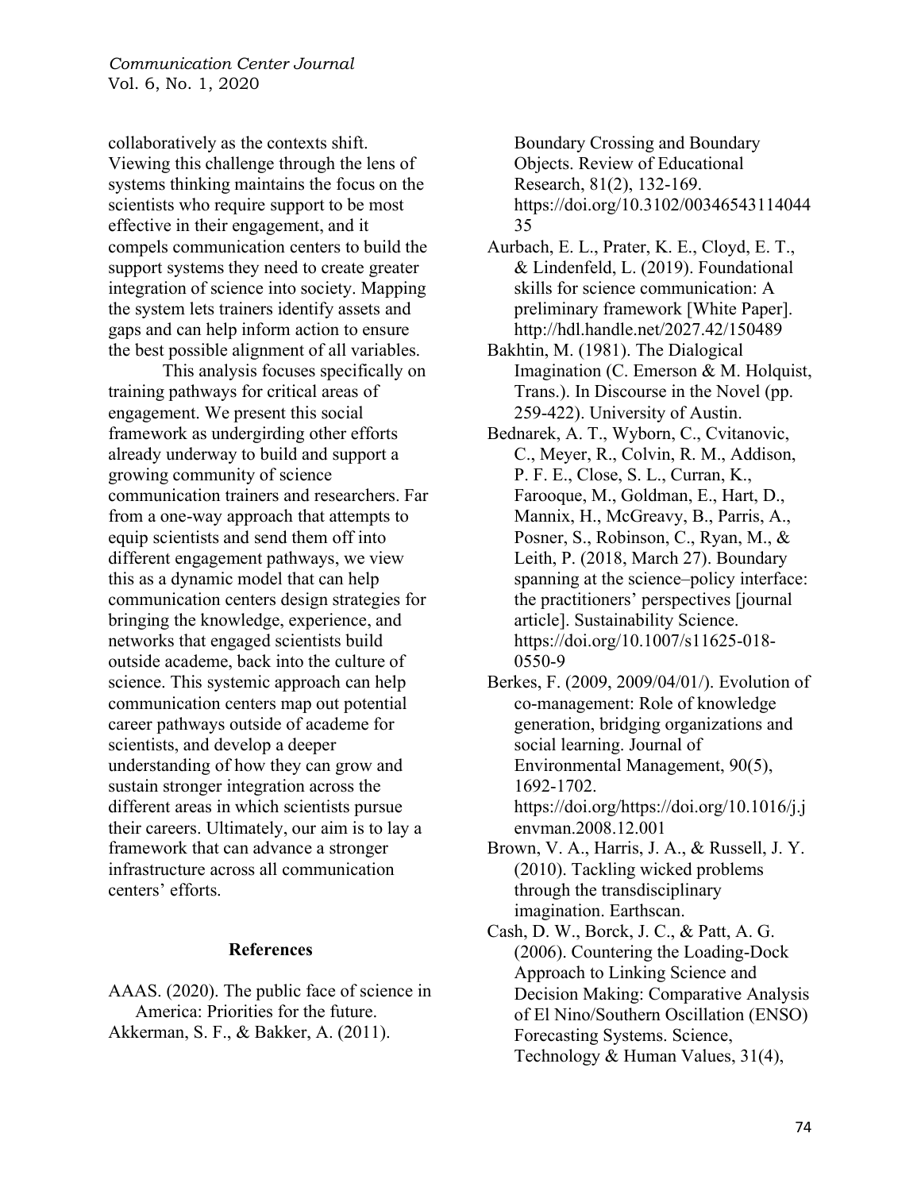collaboratively as the contexts shift. Viewing this challenge through the lens of systems thinking maintains the focus on the scientists who require support to be most effective in their engagement, and it compels communication centers to build the support systems they need to create greater integration of science into society. Mapping the system lets trainers identify assets and gaps and can help inform action to ensure the best possible alignment of all variables.

This analysis focuses specifically on training pathways for critical areas of engagement. We present this social framework as undergirding other efforts already underway to build and support a growing community of science communication trainers and researchers. Far from a one-way approach that attempts to equip scientists and send them off into different engagement pathways, we view this as a dynamic model that can help communication centers design strategies for bringing the knowledge, experience, and networks that engaged scientists build outside academe, back into the culture of science. This systemic approach can help communication centers map out potential career pathways outside of academe for scientists, and develop a deeper understanding of how they can grow and sustain stronger integration across the different areas in which scientists pursue their careers. Ultimately, our aim is to lay a framework that can advance a stronger infrastructure across all communication centers' efforts.

## References

AAAS. (2020). The public face of science in America: Priorities for the future.

Akkerman, S. F., & Bakker, A. (2011). Boundary Crossing and Boundary Objects. Review of Educational Research, 81(2), 132-169. https://doi.org/10.3102/0034654311404435

Aurbach, E. L., Prater, K. E., Cloyd, E. T., & Lindenfeld, L. (2019). Foundational skills for science communication: A preliminary framework [White Paper]. http://hdl.handle.net/2027.42/150489

Bakhtin, M. (1981). The Dialogical Imagination (C. Emerson & M. Holquist, Trans.). In Discourse in the Novel (pp. 259-422). University of Austin.

Bednarek, A. T., Wyborn, C., Cvitanovic, C., Meyer, R., Colvin, R. M., Addison, P. F. E., Close, S. L., Curran, K., Farooque, M., Goldman, E., Hart, D., Mannix, H., McGreavy, B., Parris, A., Posner, S., Robinson, C., Ryan, M., & Leith, P. (2018, March 27). Boundary spanning at the science–policy interface: the practitioners' perspectives [journal article]. Sustainability Science. https://doi.org/10.1007/s11625-018-0550-9

Berkes, F. (2009, 2009/04/01/). Evolution of co-management: Role of knowledge generation, bridging organizations and social learning. Journal of Environmental Management, 90(5), 1692-1702. https://doi.org/https://doi.org/10.1016/j.jenvman.2008.12.001

Brown, V. A., Harris, J. A., & Russell, J. Y. (2010). Tackling wicked problems through the transdisciplinary imagination. Earthscan.

Cash, D. W., Borck, J. C., & Patt, A. G. (2006). Countering the Loading-Dock Approach to Linking Science and Decision Making: Comparative Analysis of El Nino/Southern Oscillation (ENSO) Forecasting Systems. Science, Technology & Human Values, 31(4),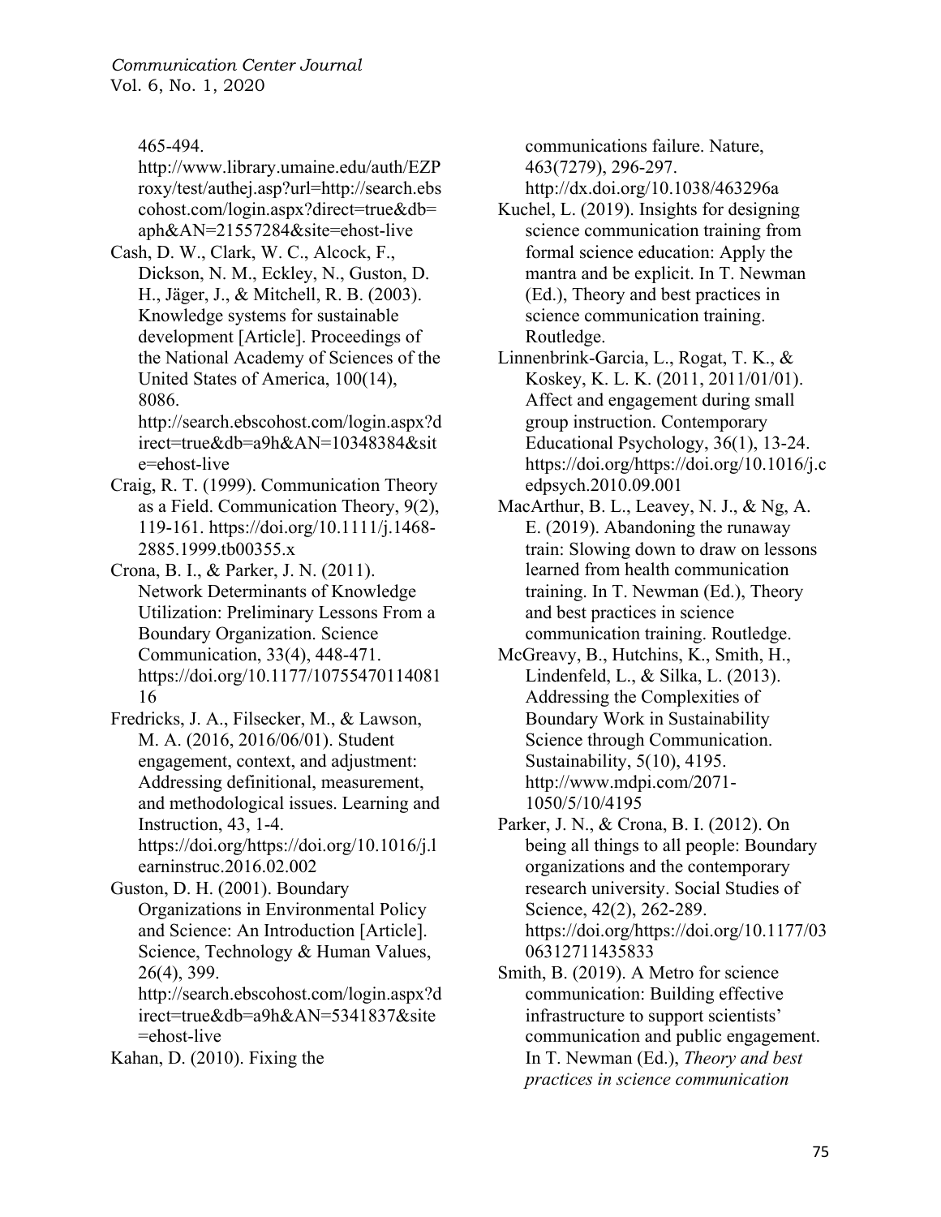465-494. http://www.library.umaine.edu/auth/EZProxy/test/authej.asp?url=http://search.ebscohost.com/login.aspx?direct=true&db=aph&AN=21557284&site=ehost-live

Cash, D. W., Clark, W. C., Alcock, F., Dickson, N. M., Eckley, N., Guston, D. H., Jäger, J., & Mitchell, R. B. (2003). Knowledge systems for sustainable development [Article]. Proceedings of the National Academy of Sciences of the United States of America, 100(14), 8086. http://search.ebscohost.com/login.aspx?direct=true&db=a9h&AN=10348384&site=ehost-live

Craig, R. T. (1999). Communication Theory as a Field. Communication Theory, 9(2), 119-161. https://doi.org/10.1111/j.1468-2885.1999.tb00355.x

Crona, B. I., & Parker, J. N. (2011). Network Determinants of Knowledge Utilization: Preliminary Lessons From a Boundary Organization. Science Communication, 33(4), 448-471. https://doi.org/10.1177/1075547011408116

Fredricks, J. A., Filsecker, M., & Lawson, M. A. (2016, 2016/06/01). Student engagement, context, and adjustment: Addressing definitional, measurement, and methodological issues. Learning and Instruction, 43, 1-4. https://doi.org/https://doi.org/10.1016/j.learninstruc.2016.02.002

Guston, D. H. (2001). Boundary Organizations in Environmental Policy and Science: An Introduction [Article]. Science, Technology & Human Values, 26(4), 399. http://search.ebscohost.com/login.aspx?direct=true&db=a9h&AN=5341837&site=ehost-live

Kahan, D. (2010). Fixing the communications failure. Nature, 463(7279), 296-297. http://dx.doi.org/10.1038/463296a

Kuchel, L. (2019). Insights for designing science communication training from formal science education: Apply the mantra and be explicit. In T. Newman (Ed.), Theory and best practices in science communication training. Routledge.

Linnenbrink-Garcia, L., Rogat, T. K., & Koskey, K. L. K. (2011, 2011/01/01). Affect and engagement during small group instruction. Contemporary Educational Psychology, 36(1), 13-24. https://doi.org/https://doi.org/10.1016/j.cedpsych.2010.09.001

MacArthur, B. L., Leavey, N. J., & Ng, A. E. (2019). Abandoning the runaway train: Slowing down to draw on lessons learned from health communication training. In T. Newman (Ed.), Theory and best practices in science communication training. Routledge.

McGreavy, B., Hutchins, K., Smith, H., Lindenfeld, L., & Silka, L. (2013). Addressing the Complexities of Boundary Work in Sustainability Science through Communication. Sustainability, 5(10), 4195. http://www.mdpi.com/2071-1050/5/10/4195

Parker, J. N., & Crona, B. I. (2012). On being all things to all people: Boundary organizations and the contemporary research university. Social Studies of Science, 42(2), 262-289. https://doi.org/https://doi.org/10.1177/0306312711435833

Smith, B. (2019). A Metro for science communication: Building effective infrastructure to support scientists' communication and public engagement. In T. Newman (Ed.), *Theory and best practices in science communication*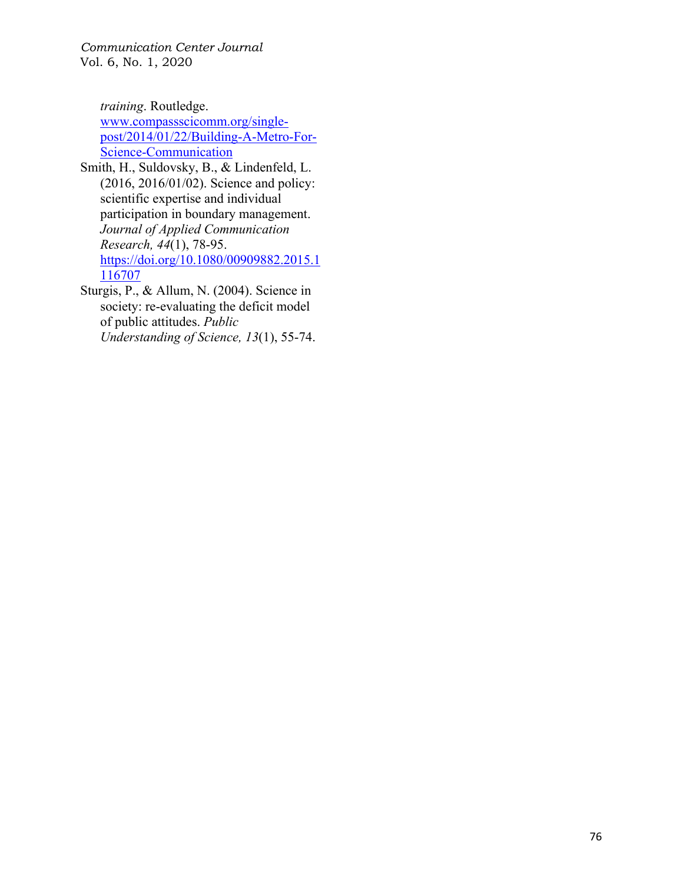*training*. Routledge. www.compassscicomm.org/single-post/2014/01/22/Building-A-Metro-For-Science-Communication

Smith, H., Suldovsky, B., & Lindenfeld, L. (2016, 2016/01/02). Science and policy: scientific expertise and individual participation in boundary management. *Journal of Applied Communication Research, 44*(1), 78-95. https://doi.org/10.1080/00909882.2015.1116707

Sturgis, P., & Allum, N. (2004). Science in society: re-evaluating the deficit model of public attitudes. *Public Understanding of Science, 13*(1), 55-74.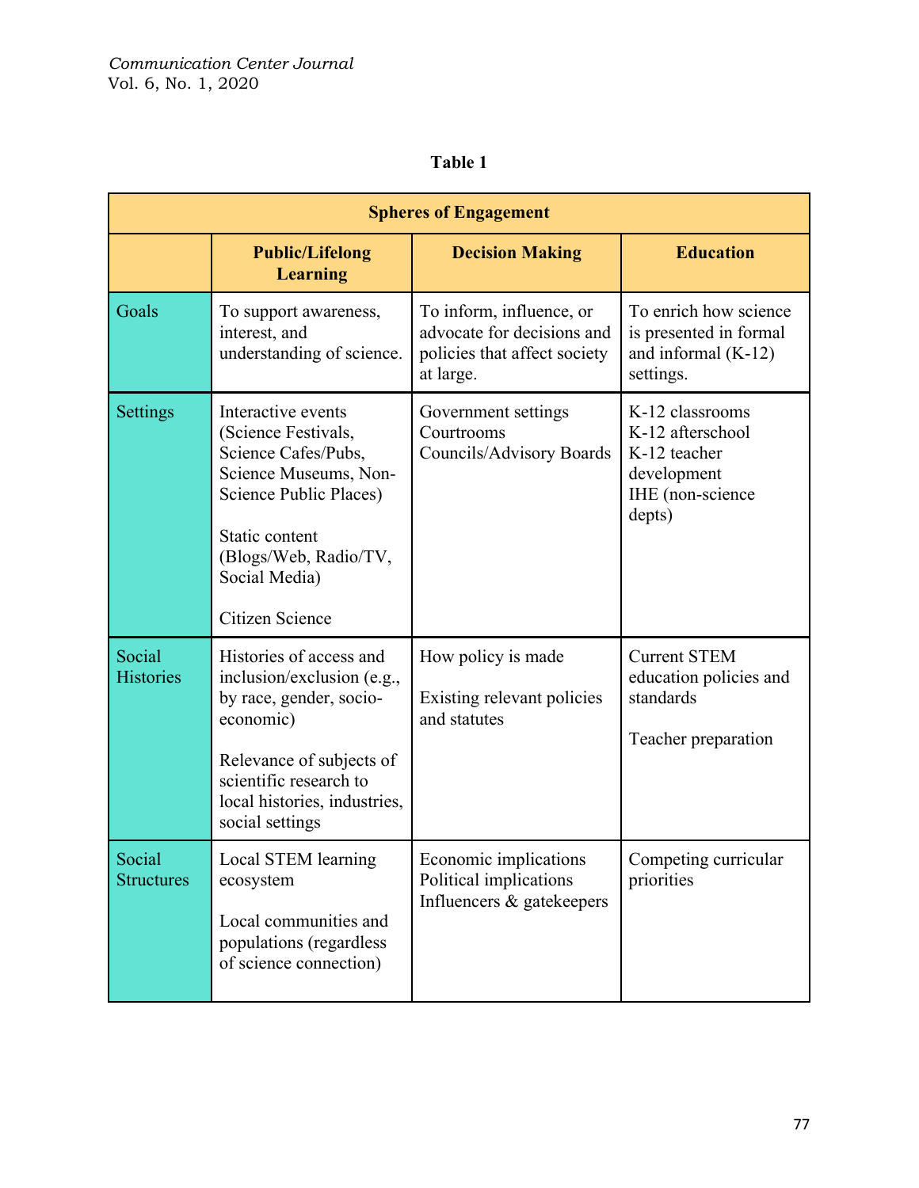**Table 1**

| Spheres of Engagement | | | |
|---|---|---|---|
| | **Public/Lifelong Learning** | **Decision Making** | **Education** |
| Goals | To support awareness, interest, and understanding of science. | To inform, influence, or advocate for decisions and policies that affect society at large. | To enrich how science is presented in formal and informal (K-12) settings. |
| Settings | Interactive events (Science Festivals, Science Cafes/Pubs, Science Museums, Non-Science Public Places)<br><br>Static content (Blogs/Web, Radio/TV, Social Media)<br><br>Citizen Science | Government settings<br>Courtrooms<br>Councils/Advisory Boards | K-12 classrooms<br>K-12 afterschool<br>K-12 teacher development<br>IHE (non-science depts) |
| Social Histories | Histories of access and inclusion/exclusion (e.g., by race, gender, socio-economic)<br><br>Relevance of subjects of scientific research to local histories, industries, social settings | How policy is made<br><br>Existing relevant policies and statutes | Current STEM education policies and standards<br><br>Teacher preparation |
| Social Structures | Local STEM learning ecosystem<br><br>Local communities and populations (regardless of science connection) | Economic implications<br>Political implications<br>Influencers & gatekeepers | Competing curricular priorities |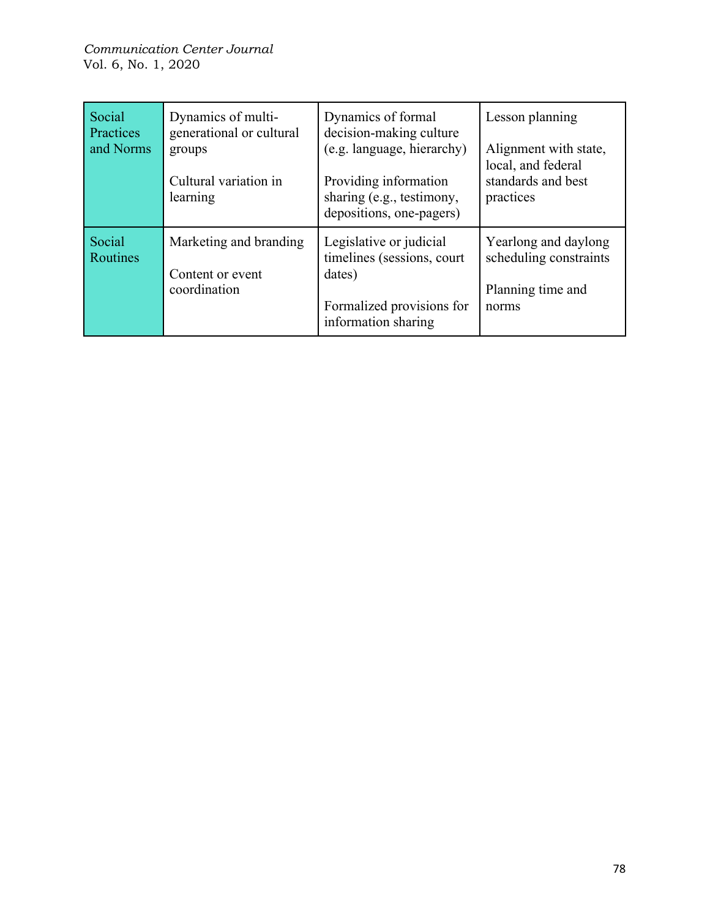| | | | |
|---|---|---|---|
| Social Practices and Norms | Dynamics of multi-generational or cultural groups<br><br>Cultural variation in learning | Dynamics of formal decision-making culture (e.g. language, hierarchy)<br><br>Providing information sharing (e.g., testimony, depositions, one-pagers) | Lesson planning<br><br>Alignment with state, local, and federal standards and best practices |
| Social Routines | Marketing and branding<br><br>Content or event coordination | Legislative or judicial timelines (sessions, court dates)<br><br>Formalized provisions for information sharing | Yearlong and daylong scheduling constraints<br><br>Planning time and norms |